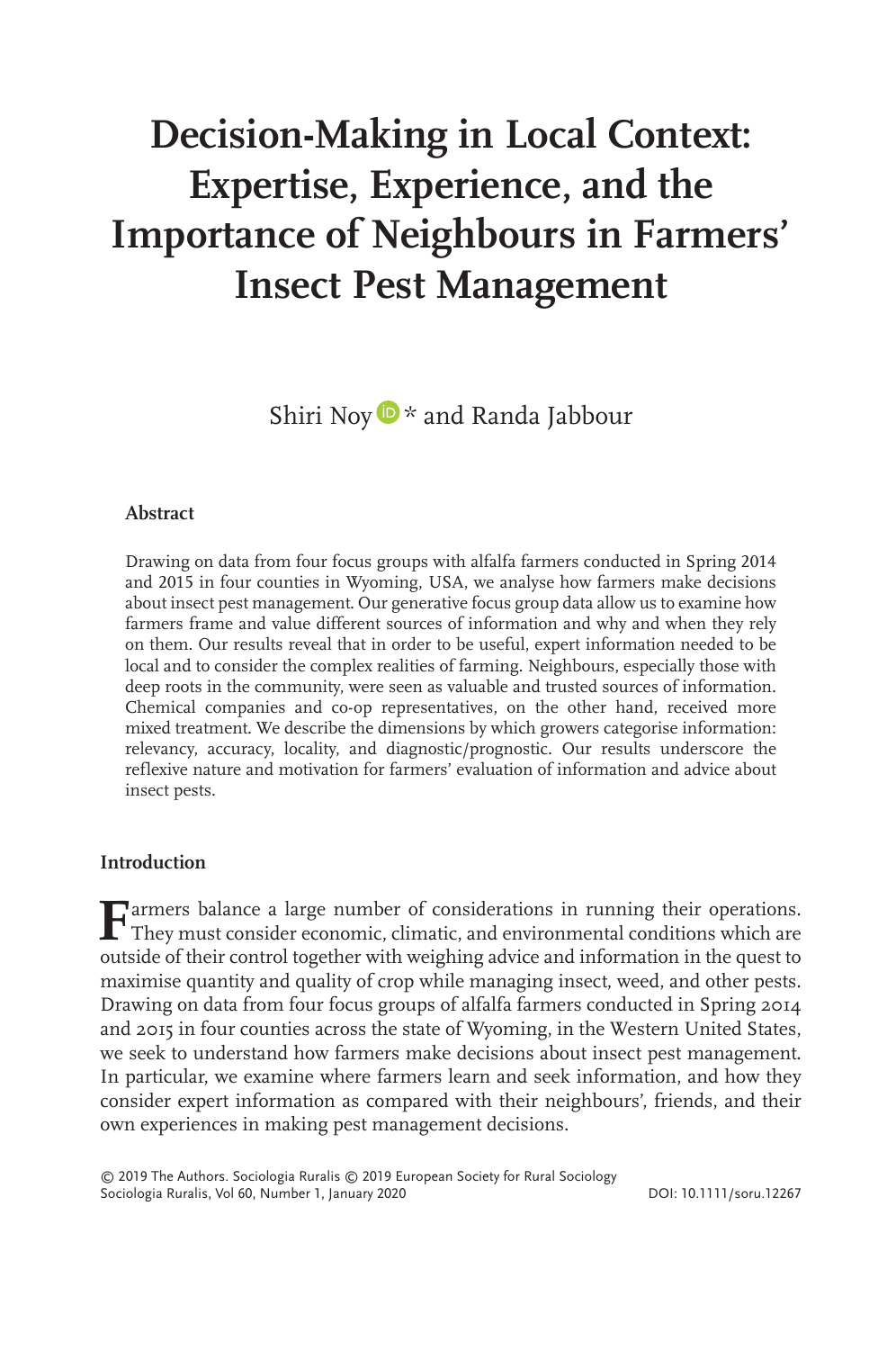# Decision-Making in Local Context: Expertise, Experience, and the Importance of Neighbours in Farmers' Insect Pest Management

Shiri Noy * and Randa Jabbour

## Abstract

Drawing on data from four focus groups with alfalfa farmers conducted in Spring 2014 and 2015 in four counties in Wyoming, USA, we analyse how farmers make decisions about insect pest management. Our generative focus group data allow us to examine how farmers frame and value different sources of information and why and when they rely on them. Our results reveal that in order to be useful, expert information needed to be local and to consider the complex realities of farming. Neighbours, especially those with deep roots in the community, were seen as valuable and trusted sources of information. Chemical companies and co-op representatives, on the other hand, received more mixed treatment. We describe the dimensions by which growers categorise information: relevancy, accuracy, locality, and diagnostic/prognostic. Our results underscore the reflexive nature and motivation for farmers' evaluation of information and advice about insect pests.

## Introduction

Farmers balance a large number of considerations in running their operations. They must consider economic, climatic, and environmental conditions which are outside of their control together with weighing advice and information in the quest to maximise quantity and quality of crop while managing insect, weed, and other pests. Drawing on data from four focus groups of alfalfa farmers conducted in Spring 2014 and 2015 in four counties across the state of Wyoming, in the Western United States, we seek to understand how farmers make decisions about insect pest management. In particular, we examine where farmers learn and seek information, and how they consider expert information as compared with their neighbours', friends, and their own experiences in making pest management decisions.

© 2019 The Authors. Sociologia Ruralis © 2019 European Society for Rural Sociology
Sociologia Ruralis, Vol 60, Number 1, January 2020 DOI: 10.1111/soru.12267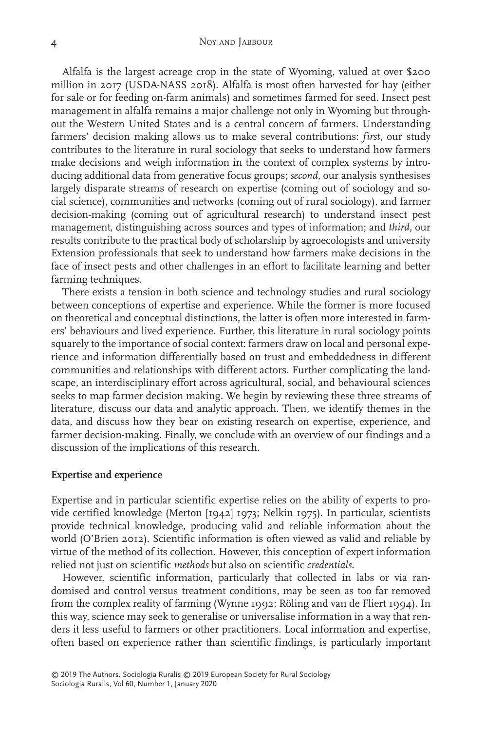Alfalfa is the largest acreage crop in the state of Wyoming, valued at over $200 million in 2017 (USDA-NASS 2018). Alfalfa is most often harvested for hay (either for sale or for feeding on-farm animals) and sometimes farmed for seed. Insect pest management in alfalfa remains a major challenge not only in Wyoming but throughout the Western United States and is a central concern of farmers. Understanding farmers' decision making allows us to make several contributions: *first*, our study contributes to the literature in rural sociology that seeks to understand how farmers make decisions and weigh information in the context of complex systems by introducing additional data from generative focus groups; *second*, our analysis synthesises largely disparate streams of research on expertise (coming out of sociology and social science), communities and networks (coming out of rural sociology), and farmer decision-making (coming out of agricultural research) to understand insect pest management, distinguishing across sources and types of information; and *third*, our results contribute to the practical body of scholarship by agroecologists and university Extension professionals that seek to understand how farmers make decisions in the face of insect pests and other challenges in an effort to facilitate learning and better farming techniques.

There exists a tension in both science and technology studies and rural sociology between conceptions of expertise and experience. While the former is more focused on theoretical and conceptual distinctions, the latter is often more interested in farmers' behaviours and lived experience. Further, this literature in rural sociology points squarely to the importance of social context: farmers draw on local and personal experience and information differentially based on trust and embeddedness in different communities and relationships with different actors. Further complicating the landscape, an interdisciplinary effort across agricultural, social, and behavioural sciences seeks to map farmer decision making. We begin by reviewing these three streams of literature, discuss our data and analytic approach. Then, we identify themes in the data, and discuss how they bear on existing research on expertise, experience, and farmer decision-making. Finally, we conclude with an overview of our findings and a discussion of the implications of this research.

## Expertise and experience

Expertise and in particular scientific expertise relies on the ability of experts to provide certified knowledge (Merton [1942] 1973; Nelkin 1975). In particular, scientists provide technical knowledge, producing valid and reliable information about the world (O'Brien 2012). Scientific information is often viewed as valid and reliable by virtue of the method of its collection. However, this conception of expert information relied not just on scientific *methods* but also on scientific *credentials*.

However, scientific information, particularly that collected in labs or via randomised and control versus treatment conditions, may be seen as too far removed from the complex reality of farming (Wynne 1992; Röling and van de Fliert 1994). In this way, science may seek to generalise or universalise information in a way that renders it less useful to farmers or other practitioners. Local information and expertise, often based on experience rather than scientific findings, is particularly important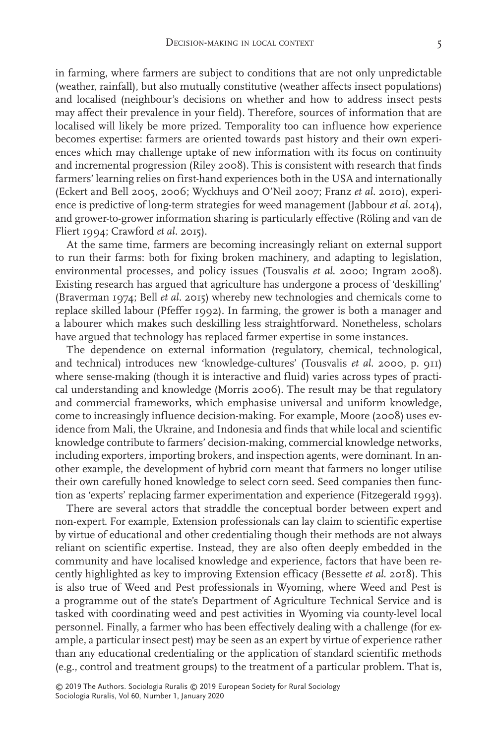in farming, where farmers are subject to conditions that are not only unpredictable (weather, rainfall), but also mutually constitutive (weather affects insect populations) and localised (neighbour's decisions on whether and how to address insect pests may affect their prevalence in your field). Therefore, sources of information that are localised will likely be more prized. Temporality too can influence how experience becomes expertise: farmers are oriented towards past history and their own experiences which may challenge uptake of new information with its focus on continuity and incremental progression (Riley 2008). This is consistent with research that finds farmers' learning relies on first-hand experiences both in the USA and internationally (Eckert and Bell 2005, 2006; Wyckhuys and O'Neil 2007; Franz *et al*. 2010), experience is predictive of long-term strategies for weed management (Jabbour *et al*. 2014), and grower-to-grower information sharing is particularly effective (Röling and van de Fliert 1994; Crawford *et al*. 2015).

At the same time, farmers are becoming increasingly reliant on external support to run their farms: both for fixing broken machinery, and adapting to legislation, environmental processes, and policy issues (Tousvalis *et al*. 2000; Ingram 2008). Existing research has argued that agriculture has undergone a process of 'deskilling' (Braverman 1974; Bell *et al*. 2015) whereby new technologies and chemicals come to replace skilled labour (Pfeffer 1992). In farming, the grower is both a manager and a labourer which makes such deskilling less straightforward. Nonetheless, scholars have argued that technology has replaced farmer expertise in some instances.

The dependence on external information (regulatory, chemical, technological, and technical) introduces new 'knowledge-cultures' (Tousvalis *et al*. 2000, p. 911) where sense-making (though it is interactive and fluid) varies across types of practical understanding and knowledge (Morris 2006). The result may be that regulatory and commercial frameworks, which emphasise universal and uniform knowledge, come to increasingly influence decision-making. For example, Moore (2008) uses evidence from Mali, the Ukraine, and Indonesia and finds that while local and scientific knowledge contribute to farmers' decision-making, commercial knowledge networks, including exporters, importing brokers, and inspection agents, were dominant. In another example, the development of hybrid corn meant that farmers no longer utilise their own carefully honed knowledge to select corn seed. Seed companies then function as 'experts' replacing farmer experimentation and experience (Fitzegerald 1993).

There are several actors that straddle the conceptual border between expert and non-expert. For example, Extension professionals can lay claim to scientific expertise by virtue of educational and other credentialing though their methods are not always reliant on scientific expertise. Instead, they are also often deeply embedded in the community and have localised knowledge and experience, factors that have been recently highlighted as key to improving Extension efficacy (Bessette *et al*. 2018). This is also true of Weed and Pest professionals in Wyoming, where Weed and Pest is a programme out of the state's Department of Agriculture Technical Service and is tasked with coordinating weed and pest activities in Wyoming via county-level local personnel. Finally, a farmer who has been effectively dealing with a challenge (for example, a particular insect pest) may be seen as an expert by virtue of experience rather than any educational credentialing or the application of standard scientific methods (e.g., control and treatment groups) to the treatment of a particular problem. That is,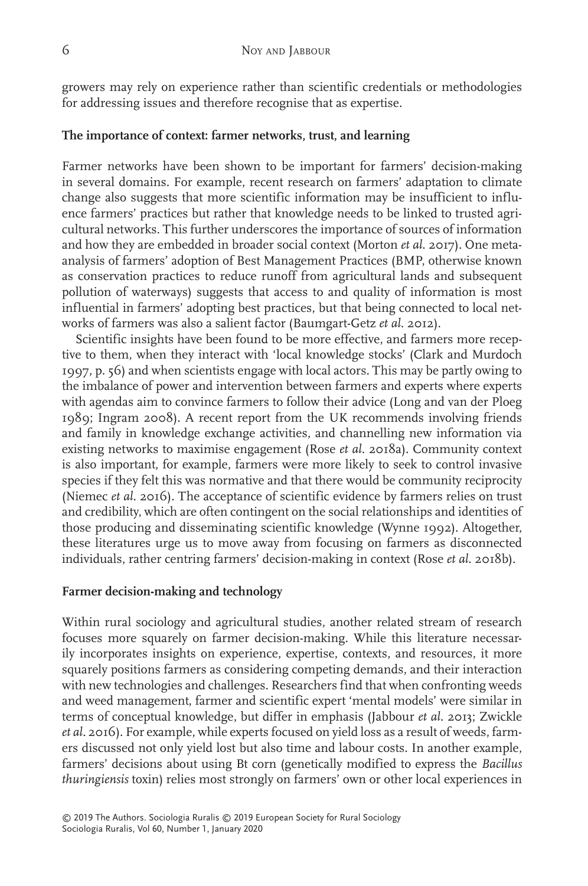growers may rely on experience rather than scientific credentials or methodologies for addressing issues and therefore recognise that as expertise.

### The importance of context: farmer networks, trust, and learning

Farmer networks have been shown to be important for farmers' decision-making in several domains. For example, recent research on farmers' adaptation to climate change also suggests that more scientific information may be insufficient to influence farmers' practices but rather that knowledge needs to be linked to trusted agricultural networks. This further underscores the importance of sources of information and how they are embedded in broader social context (Morton *et al.* 2017). One meta-analysis of farmers' adoption of Best Management Practices (BMP, otherwise known as conservation practices to reduce runoff from agricultural lands and subsequent pollution of waterways) suggests that access to and quality of information is most influential in farmers' adopting best practices, but that being connected to local networks of farmers was also a salient factor (Baumgart-Getz *et al.* 2012).

Scientific insights have been found to be more effective, and farmers more receptive to them, when they interact with 'local knowledge stocks' (Clark and Murdoch 1997, p. 56) and when scientists engage with local actors. This may be partly owing to the imbalance of power and intervention between farmers and experts where experts with agendas aim to convince farmers to follow their advice (Long and van der Ploeg 1989; Ingram 2008). A recent report from the UK recommends involving friends and family in knowledge exchange activities, and channelling new information via existing networks to maximise engagement (Rose *et al.* 2018a). Community context is also important, for example, farmers were more likely to seek to control invasive species if they felt this was normative and that there would be community reciprocity (Niemec *et al.* 2016). The acceptance of scientific evidence by farmers relies on trust and credibility, which are often contingent on the social relationships and identities of those producing and disseminating scientific knowledge (Wynne 1992). Altogether, these literatures urge us to move away from focusing on farmers as disconnected individuals, rather centring farmers' decision-making in context (Rose *et al.* 2018b).

### Farmer decision-making and technology

Within rural sociology and agricultural studies, another related stream of research focuses more squarely on farmer decision-making. While this literature necessarily incorporates insights on experience, expertise, contexts, and resources, it more squarely positions farmers as considering competing demands, and their interaction with new technologies and challenges. Researchers find that when confronting weeds and weed management, farmer and scientific expert 'mental models' were similar in terms of conceptual knowledge, but differ in emphasis (Jabbour *et al.* 2013; Zwickle *et al.* 2016). For example, while experts focused on yield loss as a result of weeds, farmers discussed not only yield lost but also time and labour costs. In another example, farmers' decisions about using Bt corn (genetically modified to express the *Bacillus thuringiensis* toxin) relies most strongly on farmers' own or other local experiences in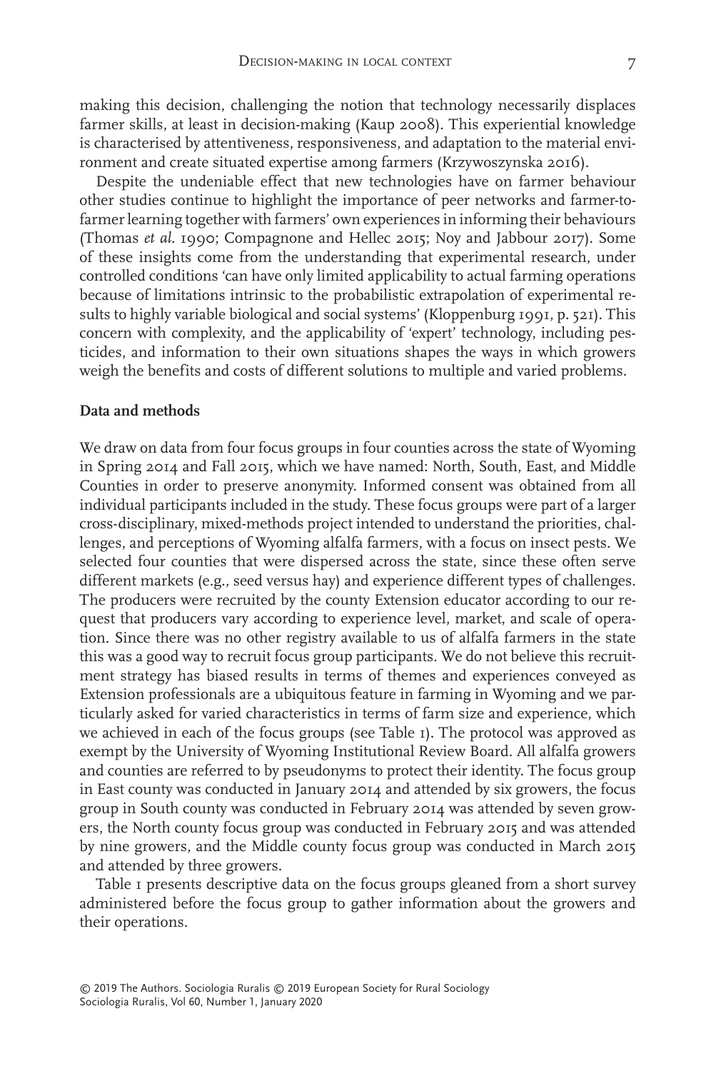making this decision, challenging the notion that technology necessarily displaces farmer skills, at least in decision-making (Kaup 2008). This experiential knowledge is characterised by attentiveness, responsiveness, and adaptation to the material environment and create situated expertise among farmers (Krzywoszynska 2016).

Despite the undeniable effect that new technologies have on farmer behaviour other studies continue to highlight the importance of peer networks and farmer-to-farmer learning together with farmers' own experiences in informing their behaviours (Thomas *et al*. 1990; Compagnone and Hellec 2015; Noy and Jabbour 2017). Some of these insights come from the understanding that experimental research, under controlled conditions 'can have only limited applicability to actual farming operations because of limitations intrinsic to the probabilistic extrapolation of experimental results to highly variable biological and social systems' (Kloppenburg 1991, p. 521). This concern with complexity, and the applicability of 'expert' technology, including pesticides, and information to their own situations shapes the ways in which growers weigh the benefits and costs of different solutions to multiple and varied problems.

## Data and methods

We draw on data from four focus groups in four counties across the state of Wyoming in Spring 2014 and Fall 2015, which we have named: North, South, East, and Middle Counties in order to preserve anonymity. Informed consent was obtained from all individual participants included in the study. These focus groups were part of a larger cross-disciplinary, mixed-methods project intended to understand the priorities, challenges, and perceptions of Wyoming alfalfa farmers, with a focus on insect pests. We selected four counties that were dispersed across the state, since these often serve different markets (e.g., seed versus hay) and experience different types of challenges. The producers were recruited by the county Extension educator according to our request that producers vary according to experience level, market, and scale of operation. Since there was no other registry available to us of alfalfa farmers in the state this was a good way to recruit focus group participants. We do not believe this recruitment strategy has biased results in terms of themes and experiences conveyed as Extension professionals are a ubiquitous feature in farming in Wyoming and we particularly asked for varied characteristics in terms of farm size and experience, which we achieved in each of the focus groups (see Table 1). The protocol was approved as exempt by the University of Wyoming Institutional Review Board. All alfalfa growers and counties are referred to by pseudonyms to protect their identity. The focus group in East county was conducted in January 2014 and attended by six growers, the focus group in South county was conducted in February 2014 was attended by seven growers, the North county focus group was conducted in February 2015 and was attended by nine growers, and the Middle county focus group was conducted in March 2015 and attended by three growers.

Table 1 presents descriptive data on the focus groups gleaned from a short survey administered before the focus group to gather information about the growers and their operations.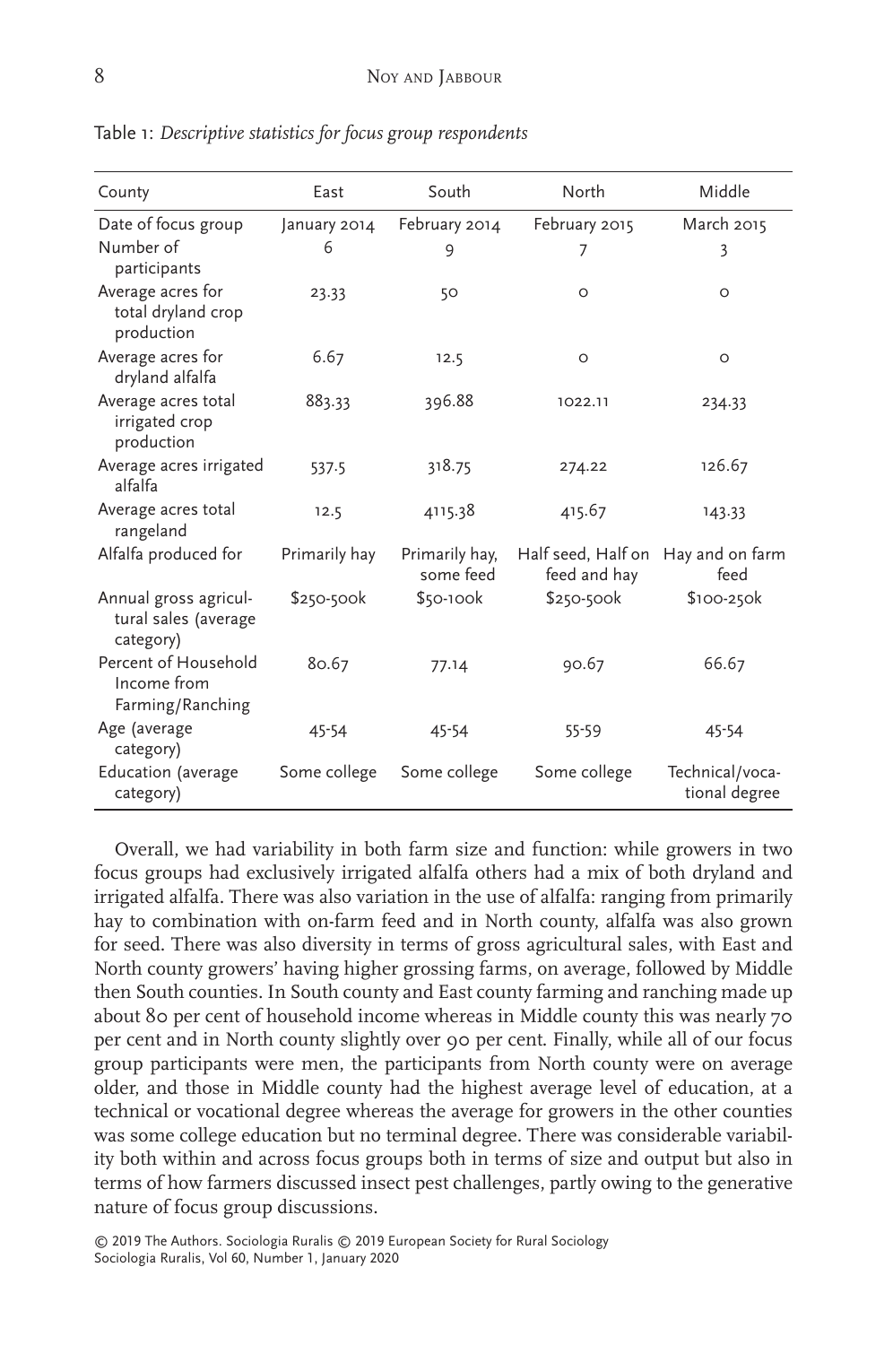Table 1: *Descriptive statistics for focus group respondents*

| County | East | South | North | Middle |
|---|---|---|---|---|
| Date of focus group | January 2014 | February 2014 | February 2015 | March 2015 |
| Number of participants | 6 | 9 | 7 | 3 |
| Average acres for total dryland crop production | 23.33 | 50 | 0 | 0 |
| Average acres for dryland alfalfa | 6.67 | 12.5 | 0 | 0 |
| Average acres total irrigated crop production | 883.33 | 396.88 | 1022.11 | 234.33 |
| Average acres irrigated alfalfa | 537.5 | 318.75 | 274.22 | 126.67 |
| Average acres total rangeland | 12.5 | 4115.38 | 415.67 | 143.33 |
| Alfalfa produced for | Primarily hay | Primarily hay, some feed | Half seed, Half on feed and hay | Hay and on farm feed |
| Annual gross agricultural sales (average category) | $250-500k | $50-100k | $250-500k | $100-250k |
| Percent of Household Income from Farming/Ranching | 80.67 | 77.14 | 90.67 | 66.67 |
| Age (average category) | 45-54 | 45-54 | 55-59 | 45-54 |
| Education (average category) | Some college | Some college | Some college | Technical/vocational degree |

Overall, we had variability in both farm size and function: while growers in two focus groups had exclusively irrigated alfalfa others had a mix of both dryland and irrigated alfalfa. There was also variation in the use of alfalfa: ranging from primarily hay to combination with on-farm feed and in North county, alfalfa was also grown for seed. There was also diversity in terms of gross agricultural sales, with East and North county growers' having higher grossing farms, on average, followed by Middle then South counties. In South county and East county farming and ranching made up about 80 per cent of household income whereas in Middle county this was nearly 70 per cent and in North county slightly over 90 per cent. Finally, while all of our focus group participants were men, the participants from North county were on average older, and those in Middle county had the highest average level of education, at a technical or vocational degree whereas the average for growers in the other counties was some college education but no terminal degree. There was considerable variability both within and across focus groups both in terms of size and output but also in terms of how farmers discussed insect pest challenges, partly owing to the generative nature of focus group discussions.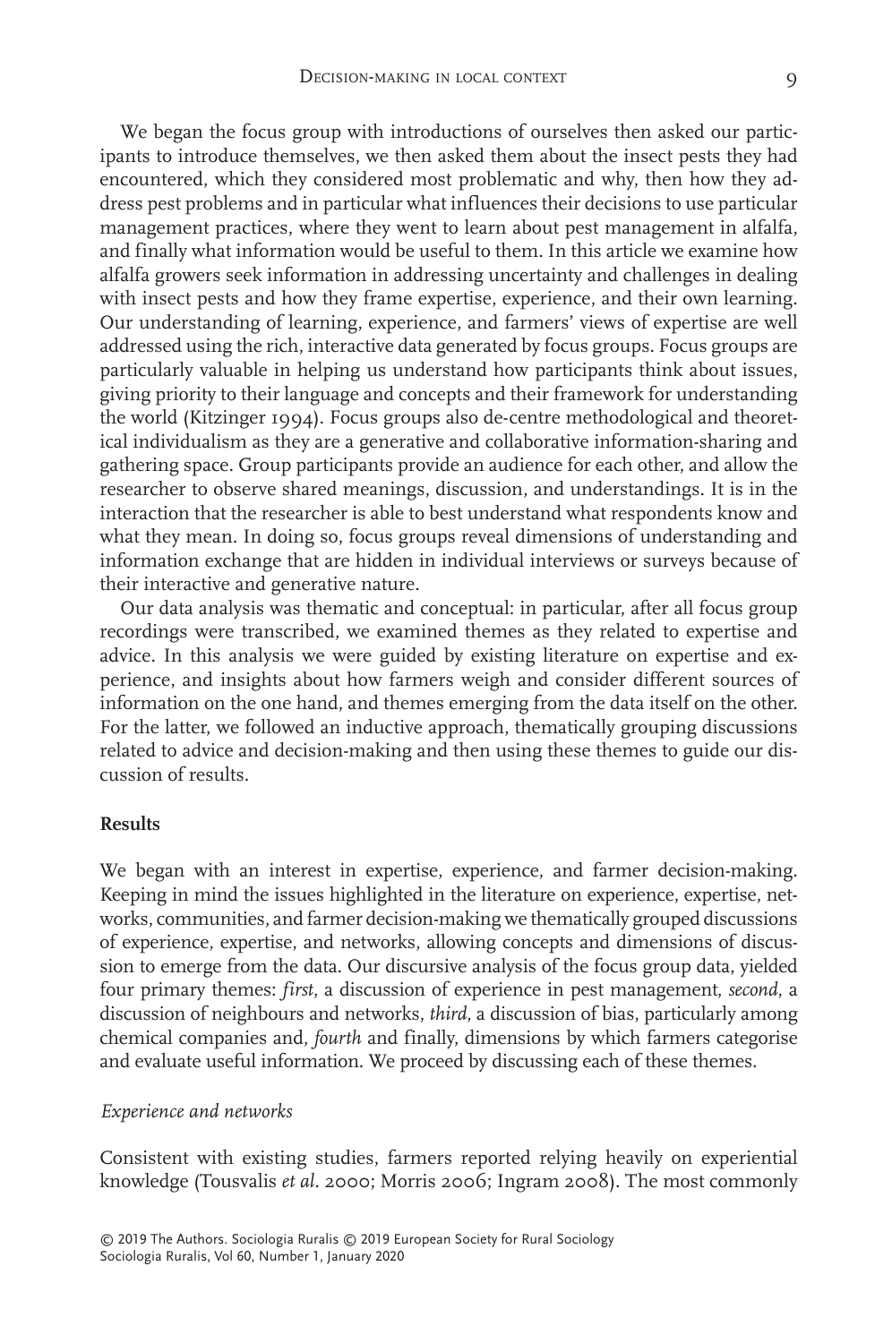We began the focus group with introductions of ourselves then asked our participants to introduce themselves, we then asked them about the insect pests they had encountered, which they considered most problematic and why, then how they address pest problems and in particular what influences their decisions to use particular management practices, where they went to learn about pest management in alfalfa, and finally what information would be useful to them. In this article we examine how alfalfa growers seek information in addressing uncertainty and challenges in dealing with insect pests and how they frame expertise, experience, and their own learning. Our understanding of learning, experience, and farmers' views of expertise are well addressed using the rich, interactive data generated by focus groups. Focus groups are particularly valuable in helping us understand how participants think about issues, giving priority to their language and concepts and their framework for understanding the world (Kitzinger 1994). Focus groups also de-centre methodological and theoretical individualism as they are a generative and collaborative information-sharing and gathering space. Group participants provide an audience for each other, and allow the researcher to observe shared meanings, discussion, and understandings. It is in the interaction that the researcher is able to best understand what respondents know and what they mean. In doing so, focus groups reveal dimensions of understanding and information exchange that are hidden in individual interviews or surveys because of their interactive and generative nature.

Our data analysis was thematic and conceptual: in particular, after all focus group recordings were transcribed, we examined themes as they related to expertise and advice. In this analysis we were guided by existing literature on expertise and experience, and insights about how farmers weigh and consider different sources of information on the one hand, and themes emerging from the data itself on the other. For the latter, we followed an inductive approach, thematically grouping discussions related to advice and decision-making and then using these themes to guide our discussion of results.

## Results

We began with an interest in expertise, experience, and farmer decision-making. Keeping in mind the issues highlighted in the literature on experience, expertise, networks, communities, and farmer decision-making we thematically grouped discussions of experience, expertise, and networks, allowing concepts and dimensions of discussion to emerge from the data. Our discursive analysis of the focus group data, yielded four primary themes: *first*, a discussion of experience in pest management, *second*, a discussion of neighbours and networks, *third*, a discussion of bias, particularly among chemical companies and, *fourth* and finally, dimensions by which farmers categorise and evaluate useful information. We proceed by discussing each of these themes.

### *Experience and networks*

Consistent with existing studies, farmers reported relying heavily on experiential knowledge (Tousvalis *et al*. 2000; Morris 2006; Ingram 2008). The most commonly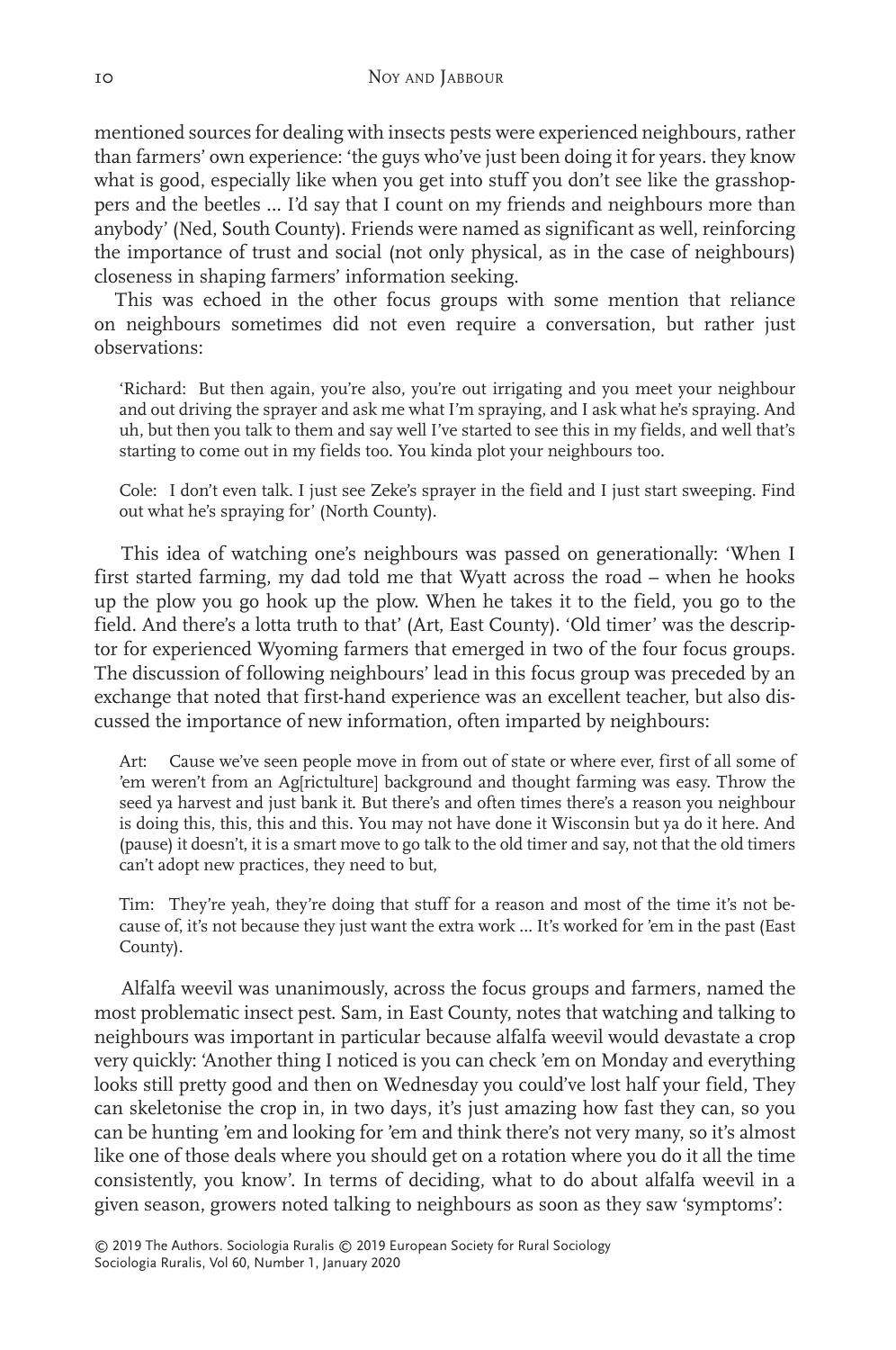mentioned sources for dealing with insects pests were experienced neighbours, rather than farmers' own experience: 'the guys who've just been doing it for years. they know what is good, especially like when you get into stuff you don't see like the grasshoppers and the beetles ... I'd say that I count on my friends and neighbours more than anybody' (Ned, South County). Friends were named as significant as well, reinforcing the importance of trust and social (not only physical, as in the case of neighbours) closeness in shaping farmers' information seeking.

This was echoed in the other focus groups with some mention that reliance on neighbours sometimes did not even require a conversation, but rather just observations:

> 'Richard: But then again, you're also, you're out irrigating and you meet your neighbour and out driving the sprayer and ask me what I'm spraying, and I ask what he's spraying. And uh, but then you talk to them and say well I've started to see this in my fields, and well that's starting to come out in my fields too. You kinda plot your neighbours too.
>
> Cole: I don't even talk. I just see Zeke's sprayer in the field and I just start sweeping. Find out what he's spraying for' (North County).

This idea of watching one's neighbours was passed on generationally: 'When I first started farming, my dad told me that Wyatt across the road – when he hooks up the plow you go hook up the plow. When he takes it to the field, you go to the field. And there's a lotta truth to that' (Art, East County). 'Old timer' was the descriptor for experienced Wyoming farmers that emerged in two of the four focus groups. The discussion of following neighbours' lead in this focus group was preceded by an exchange that noted that first-hand experience was an excellent teacher, but also discussed the importance of new information, often imparted by neighbours:

> Art: Cause we've seen people move in from out of state or where ever, first of all some of 'em weren't from an Ag[rictulture] background and thought farming was easy. Throw the seed ya harvest and just bank it. But there's and often times there's a reason you neighbour is doing this, this, this and this. You may not have done it Wisconsin but ya do it here. And (pause) it doesn't, it is a smart move to go talk to the old timer and say, not that the old timers can't adopt new practices, they need to but,
>
> Tim: They're yeah, they're doing that stuff for a reason and most of the time it's not because of, it's not because they just want the extra work ... It's worked for 'em in the past (East County).

Alfalfa weevil was unanimously, across the focus groups and farmers, named the most problematic insect pest. Sam, in East County, notes that watching and talking to neighbours was important in particular because alfalfa weevil would devastate a crop very quickly: 'Another thing I noticed is you can check 'em on Monday and everything looks still pretty good and then on Wednesday you could've lost half your field, They can skeletonise the crop in, in two days, it's just amazing how fast they can, so you can be hunting 'em and looking for 'em and think there's not very many, so it's almost like one of those deals where you should get on a rotation where you do it all the time consistently, you know'. In terms of deciding, what to do about alfalfa weevil in a given season, growers noted talking to neighbours as soon as they saw 'symptoms':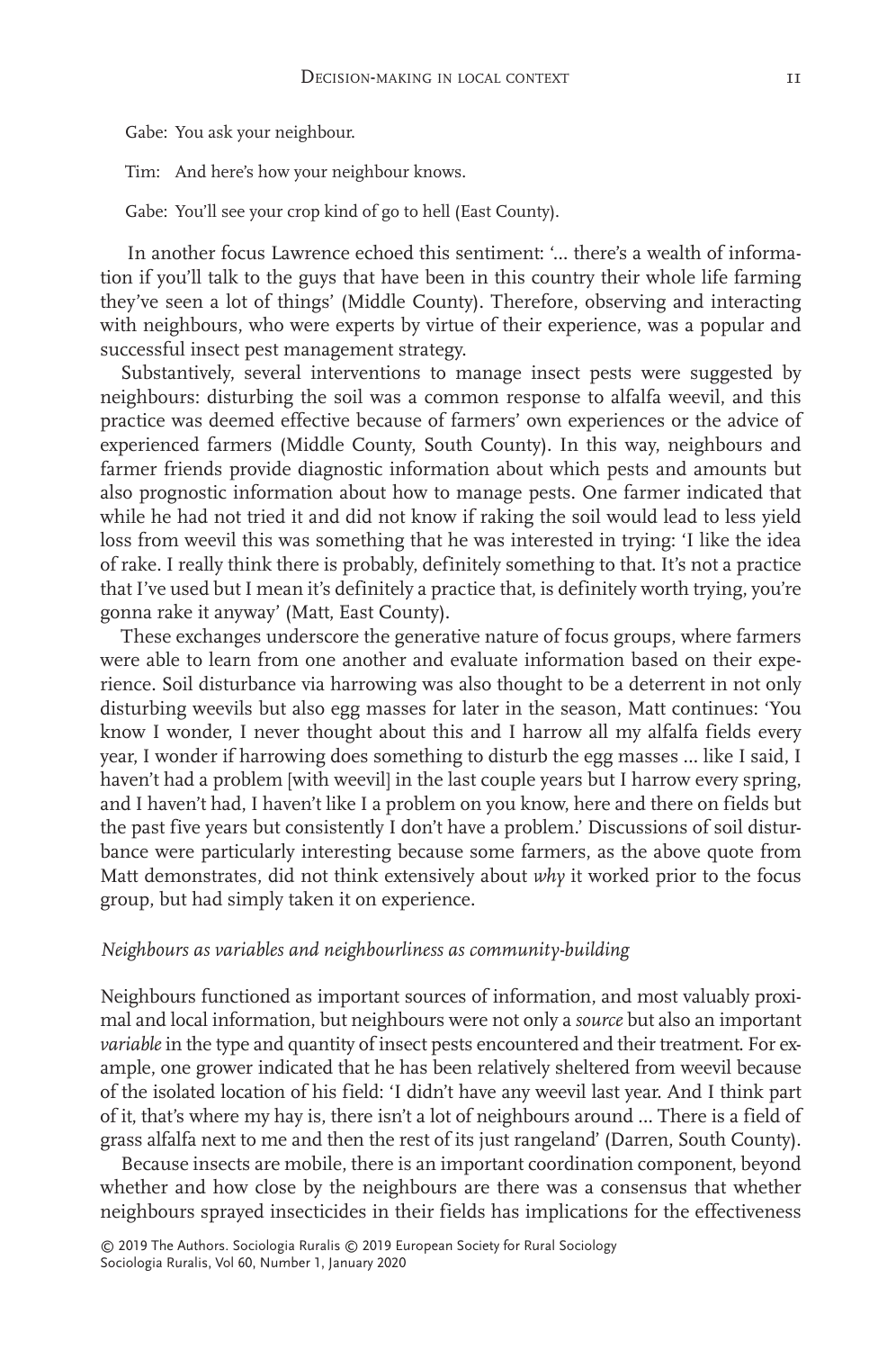Gabe: You ask your neighbour.

Tim: And here's how your neighbour knows.

Gabe: You'll see your crop kind of go to hell (East County).

In another focus Lawrence echoed this sentiment: '... there's a wealth of information if you'll talk to the guys that have been in this country their whole life farming they've seen a lot of things' (Middle County). Therefore, observing and interacting with neighbours, who were experts by virtue of their experience, was a popular and successful insect pest management strategy.

Substantively, several interventions to manage insect pests were suggested by neighbours: disturbing the soil was a common response to alfalfa weevil, and this practice was deemed effective because of farmers' own experiences or the advice of experienced farmers (Middle County, South County). In this way, neighbours and farmer friends provide diagnostic information about which pests and amounts but also prognostic information about how to manage pests. One farmer indicated that while he had not tried it and did not know if raking the soil would lead to less yield loss from weevil this was something that he was interested in trying: 'I like the idea of rake. I really think there is probably, definitely something to that. It's not a practice that I've used but I mean it's definitely a practice that, is definitely worth trying, you're gonna rake it anyway' (Matt, East County).

These exchanges underscore the generative nature of focus groups, where farmers were able to learn from one another and evaluate information based on their experience. Soil disturbance via harrowing was also thought to be a deterrent in not only disturbing weevils but also egg masses for later in the season, Matt continues: 'You know I wonder, I never thought about this and I harrow all my alfalfa fields every year, I wonder if harrowing does something to disturb the egg masses ... like I said, I haven't had a problem [with weevil] in the last couple years but I harrow every spring, and I haven't had, I haven't like I a problem on you know, here and there on fields but the past five years but consistently I don't have a problem.' Discussions of soil disturbance were particularly interesting because some farmers, as the above quote from Matt demonstrates, did not think extensively about *why* it worked prior to the focus group, but had simply taken it on experience.

### *Neighbours as variables and neighbourliness as community-building*

Neighbours functioned as important sources of information, and most valuably proximal and local information, but neighbours were not only a *source* but also an important *variable* in the type and quantity of insect pests encountered and their treatment. For example, one grower indicated that he has been relatively sheltered from weevil because of the isolated location of his field: 'I didn't have any weevil last year. And I think part of it, that's where my hay is, there isn't a lot of neighbours around ... There is a field of grass alfalfa next to me and then the rest of its just rangeland' (Darren, South County).

Because insects are mobile, there is an important coordination component, beyond whether and how close by the neighbours are there was a consensus that whether neighbours sprayed insecticides in their fields has implications for the effectiveness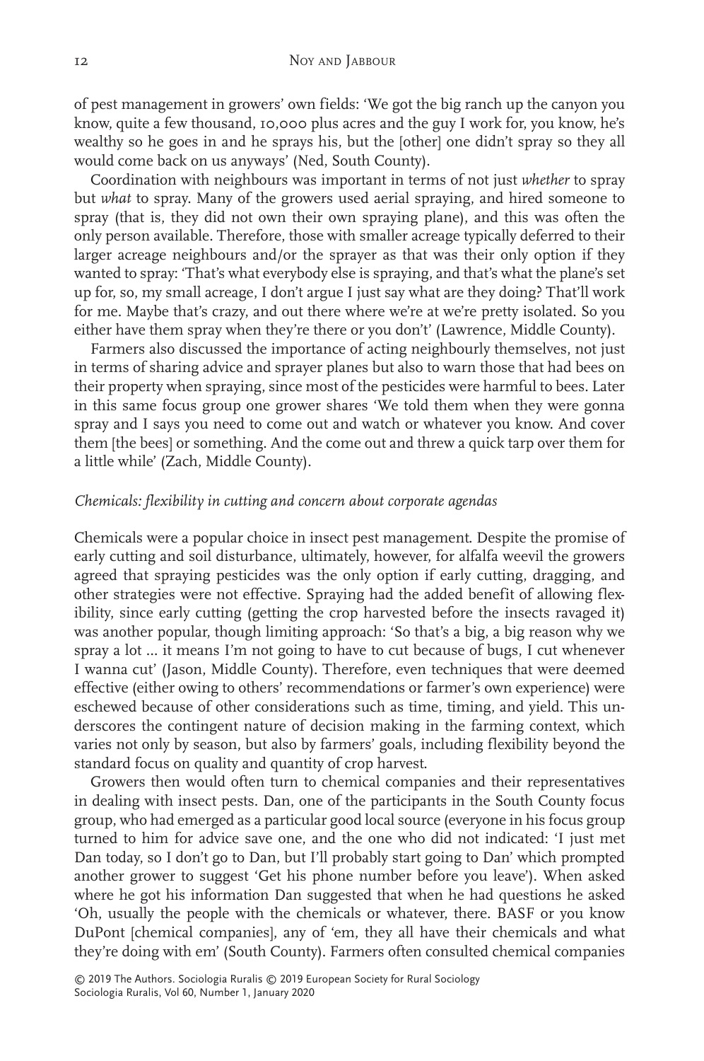of pest management in growers' own fields: 'We got the big ranch up the canyon you know, quite a few thousand, 10,000 plus acres and the guy I work for, you know, he's wealthy so he goes in and he sprays his, but the [other] one didn't spray so they all would come back on us anyways' (Ned, South County).

Coordination with neighbours was important in terms of not just *whether* to spray but *what* to spray. Many of the growers used aerial spraying, and hired someone to spray (that is, they did not own their own spraying plane), and this was often the only person available. Therefore, those with smaller acreage typically deferred to their larger acreage neighbours and/or the sprayer as that was their only option if they wanted to spray: 'That's what everybody else is spraying, and that's what the plane's set up for, so, my small acreage, I don't argue I just say what are they doing? That'll work for me. Maybe that's crazy, and out there where we're at we're pretty isolated. So you either have them spray when they're there or you don't' (Lawrence, Middle County).

Farmers also discussed the importance of acting neighbourly themselves, not just in terms of sharing advice and sprayer planes but also to warn those that had bees on their property when spraying, since most of the pesticides were harmful to bees. Later in this same focus group one grower shares 'We told them when they were gonna spray and I says you need to come out and watch or whatever you know. And cover them [the bees] or something. And the come out and threw a quick tarp over them for a little while' (Zach, Middle County).

### *Chemicals: flexibility in cutting and concern about corporate agendas*

Chemicals were a popular choice in insect pest management. Despite the promise of early cutting and soil disturbance, ultimately, however, for alfalfa weevil the growers agreed that spraying pesticides was the only option if early cutting, dragging, and other strategies were not effective. Spraying had the added benefit of allowing flexibility, since early cutting (getting the crop harvested before the insects ravaged it) was another popular, though limiting approach: 'So that's a big, a big reason why we spray a lot ... it means I'm not going to have to cut because of bugs, I cut whenever I wanna cut' (Jason, Middle County). Therefore, even techniques that were deemed effective (either owing to others' recommendations or farmer's own experience) were eschewed because of other considerations such as time, timing, and yield. This underscores the contingent nature of decision making in the farming context, which varies not only by season, but also by farmers' goals, including flexibility beyond the standard focus on quality and quantity of crop harvest.

Growers then would often turn to chemical companies and their representatives in dealing with insect pests. Dan, one of the participants in the South County focus group, who had emerged as a particular good local source (everyone in his focus group turned to him for advice save one, and the one who did not indicated: 'I just met Dan today, so I don't go to Dan, but I'll probably start going to Dan' which prompted another grower to suggest 'Get his phone number before you leave'). When asked where he got his information Dan suggested that when he had questions he asked 'Oh, usually the people with the chemicals or whatever, there. BASF or you know DuPont [chemical companies], any of 'em, they all have their chemicals and what they're doing with em' (South County). Farmers often consulted chemical companies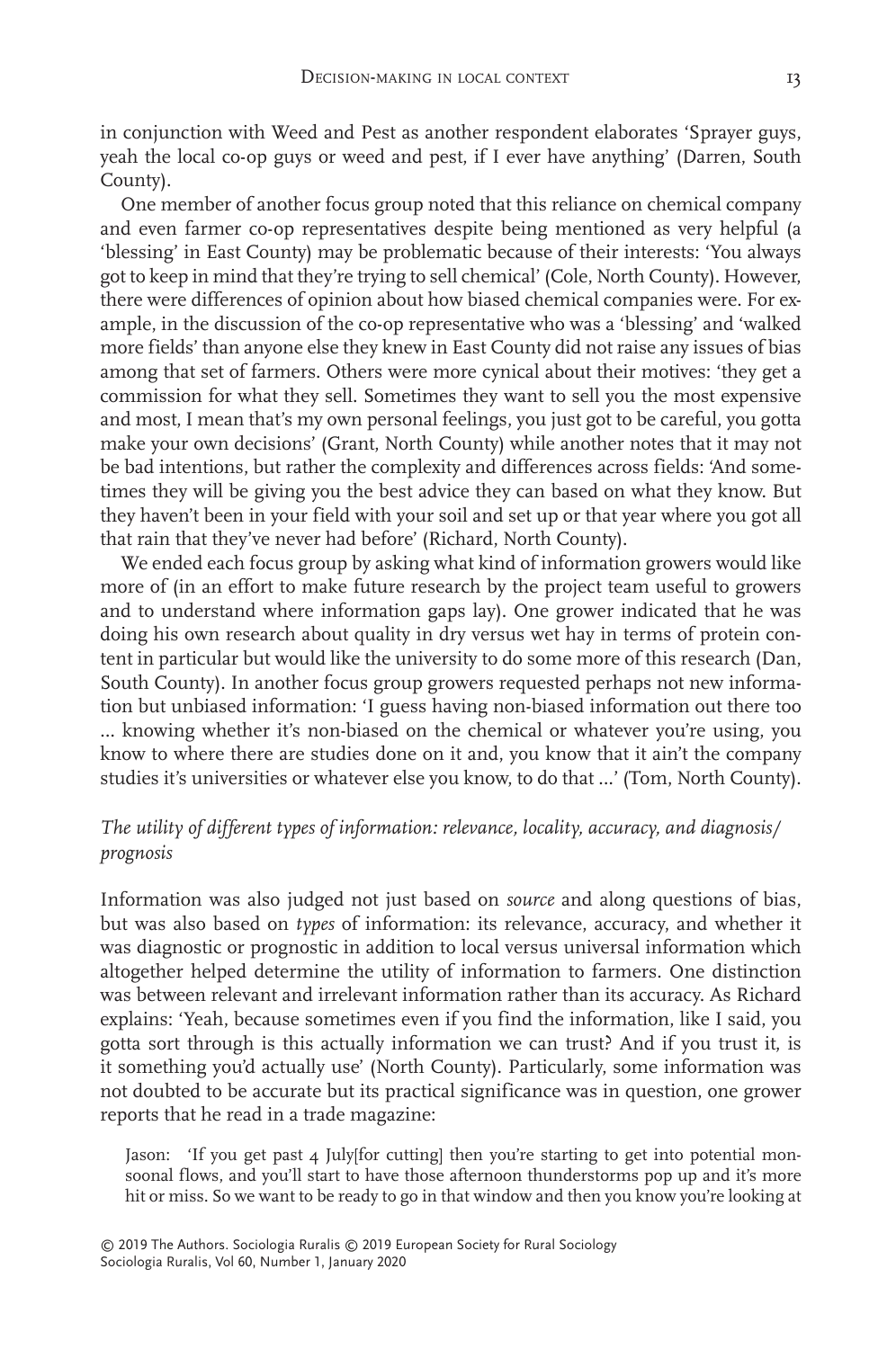in conjunction with Weed and Pest as another respondent elaborates 'Sprayer guys, yeah the local co-op guys or weed and pest, if I ever have anything' (Darren, South County).

One member of another focus group noted that this reliance on chemical company and even farmer co-op representatives despite being mentioned as very helpful (a 'blessing' in East County) may be problematic because of their interests: 'You always got to keep in mind that they're trying to sell chemical' (Cole, North County). However, there were differences of opinion about how biased chemical companies were. For example, in the discussion of the co-op representative who was a 'blessing' and 'walked more fields' than anyone else they knew in East County did not raise any issues of bias among that set of farmers. Others were more cynical about their motives: 'they get a commission for what they sell. Sometimes they want to sell you the most expensive and most, I mean that's my own personal feelings, you just got to be careful, you gotta make your own decisions' (Grant, North County) while another notes that it may not be bad intentions, but rather the complexity and differences across fields: 'And sometimes they will be giving you the best advice they can based on what they know. But they haven't been in your field with your soil and set up or that year where you got all that rain that they've never had before' (Richard, North County).

We ended each focus group by asking what kind of information growers would like more of (in an effort to make future research by the project team useful to growers and to understand where information gaps lay). One grower indicated that he was doing his own research about quality in dry versus wet hay in terms of protein content in particular but would like the university to do some more of this research (Dan, South County). In another focus group growers requested perhaps not new information but unbiased information: 'I guess having non-biased information out there too … knowing whether it's non-biased on the chemical or whatever you're using, you know to where there are studies done on it and, you know that it ain't the company studies it's universities or whatever else you know, to do that …' (Tom, North County).

### *The utility of different types of information: relevance, locality, accuracy, and diagnosis/prognosis*

Information was also judged not just based on *source* and along questions of bias, but was also based on *types* of information: its relevance, accuracy, and whether it was diagnostic or prognostic in addition to local versus universal information which altogether helped determine the utility of information to farmers. One distinction was between relevant and irrelevant information rather than its accuracy. As Richard explains: 'Yeah, because sometimes even if you find the information, like I said, you gotta sort through is this actually information we can trust? And if you trust it, is it something you'd actually use' (North County). Particularly, some information was not doubted to be accurate but its practical significance was in question, one grower reports that he read in a trade magazine:

> Jason: 'If you get past 4 July[for cutting] then you're starting to get into potential monsoonal flows, and you'll start to have those afternoon thunderstorms pop up and it's more hit or miss. So we want to be ready to go in that window and then you know you're looking at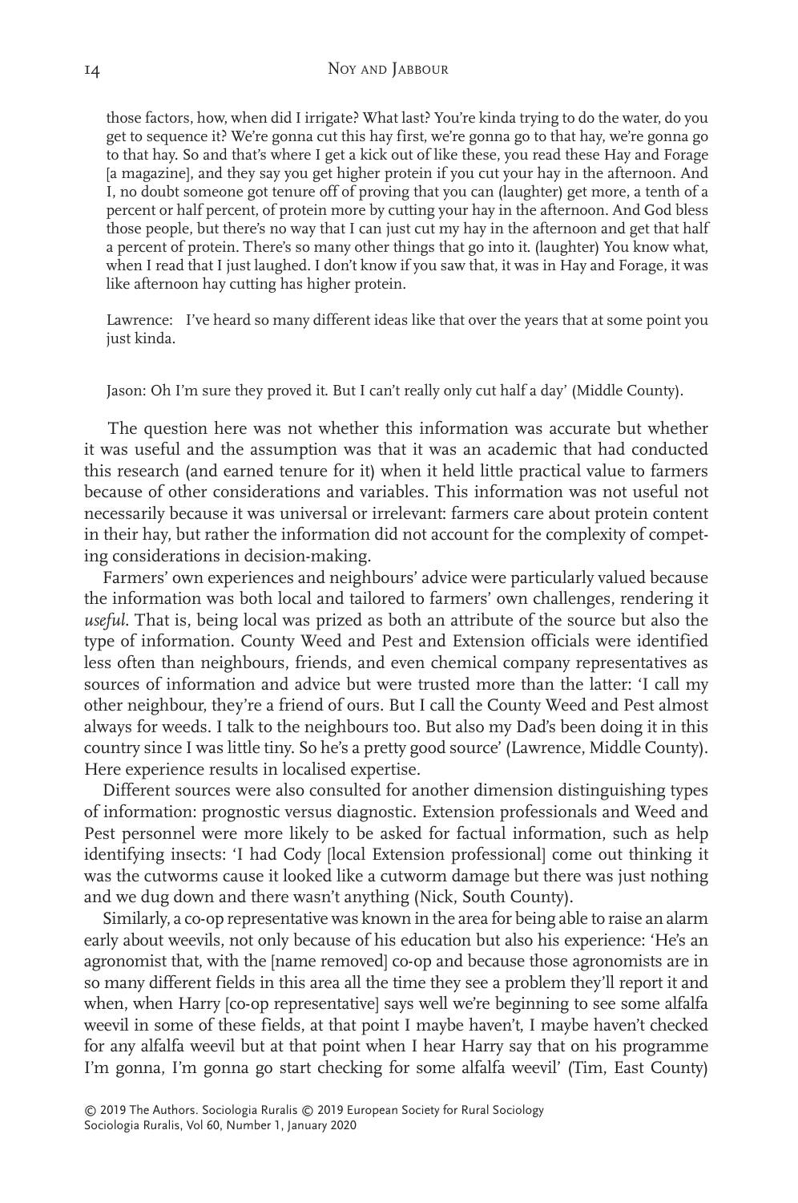those factors, how, when did I irrigate? What last? You're kinda trying to do the water, do you get to sequence it? We're gonna cut this hay first, we're gonna go to that hay, we're gonna go to that hay. So and that's where I get a kick out of like these, you read these Hay and Forage [a magazine], and they say you get higher protein if you cut your hay in the afternoon. And I, no doubt someone got tenure off of proving that you can (laughter) get more, a tenth of a percent or half percent, of protein more by cutting your hay in the afternoon. And God bless those people, but there's no way that I can just cut my hay in the afternoon and get that half a percent of protein. There's so many other things that go into it. (laughter) You know what, when I read that I just laughed. I don't know if you saw that, it was in Hay and Forage, it was like afternoon hay cutting has higher protein.

> Lawrence: I've heard so many different ideas like that over the years that at some point you just kinda.

> Jason: Oh I'm sure they proved it. But I can't really only cut half a day' (Middle County).

The question here was not whether this information was accurate but whether it was useful and the assumption was that it was an academic that had conducted this research (and earned tenure for it) when it held little practical value to farmers because of other considerations and variables. This information was not useful not necessarily because it was universal or irrelevant: farmers care about protein content in their hay, but rather the information did not account for the complexity of competing considerations in decision-making.

Farmers' own experiences and neighbours' advice were particularly valued because the information was both local and tailored to farmers' own challenges, rendering it *useful*. That is, being local was prized as both an attribute of the source but also the type of information. County Weed and Pest and Extension officials were identified less often than neighbours, friends, and even chemical company representatives as sources of information and advice but were trusted more than the latter: 'I call my other neighbour, they're a friend of ours. But I call the County Weed and Pest almost always for weeds. I talk to the neighbours too. But also my Dad's been doing it in this country since I was little tiny. So he's a pretty good source' (Lawrence, Middle County). Here experience results in localised expertise.

Different sources were also consulted for another dimension distinguishing types of information: prognostic versus diagnostic. Extension professionals and Weed and Pest personnel were more likely to be asked for factual information, such as help identifying insects: 'I had Cody [local Extension professional] come out thinking it was the cutworms cause it looked like a cutworm damage but there was just nothing and we dug down and there wasn't anything (Nick, South County).

Similarly, a co-op representative was known in the area for being able to raise an alarm early about weevils, not only because of his education but also his experience: 'He's an agronomist that, with the [name removed] co-op and because those agronomists are in so many different fields in this area all the time they see a problem they'll report it and when, when Harry [co-op representative] says well we're beginning to see some alfalfa weevil in some of these fields, at that point I maybe haven't, I maybe haven't checked for any alfalfa weevil but at that point when I hear Harry say that on his programme I'm gonna, I'm gonna go start checking for some alfalfa weevil' (Tim, East County)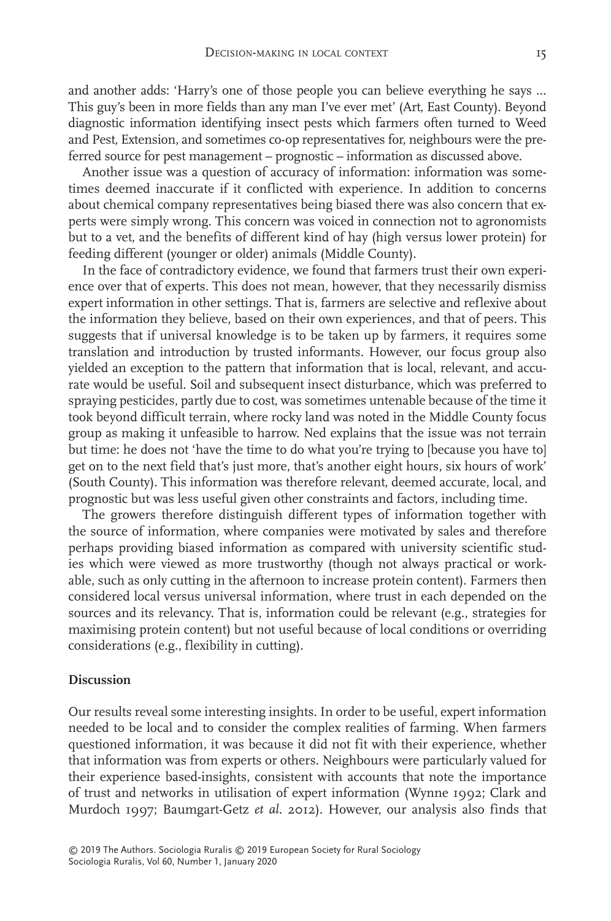and another adds: 'Harry's one of those people you can believe everything he says ... This guy's been in more fields than any man I've ever met' (Art, East County). Beyond diagnostic information identifying insect pests which farmers often turned to Weed and Pest, Extension, and sometimes co-op representatives for, neighbours were the preferred source for pest management – prognostic – information as discussed above.

Another issue was a question of accuracy of information: information was sometimes deemed inaccurate if it conflicted with experience. In addition to concerns about chemical company representatives being biased there was also concern that experts were simply wrong. This concern was voiced in connection not to agronomists but to a vet, and the benefits of different kind of hay (high versus lower protein) for feeding different (younger or older) animals (Middle County).

In the face of contradictory evidence, we found that farmers trust their own experience over that of experts. This does not mean, however, that they necessarily dismiss expert information in other settings. That is, farmers are selective and reflexive about the information they believe, based on their own experiences, and that of peers. This suggests that if universal knowledge is to be taken up by farmers, it requires some translation and introduction by trusted informants. However, our focus group also yielded an exception to the pattern that information that is local, relevant, and accurate would be useful. Soil and subsequent insect disturbance, which was preferred to spraying pesticides, partly due to cost, was sometimes untenable because of the time it took beyond difficult terrain, where rocky land was noted in the Middle County focus group as making it unfeasible to harrow. Ned explains that the issue was not terrain but time: he does not 'have the time to do what you're trying to [because you have to] get on to the next field that's just more, that's another eight hours, six hours of work' (South County). This information was therefore relevant, deemed accurate, local, and prognostic but was less useful given other constraints and factors, including time.

The growers therefore distinguish different types of information together with the source of information, where companies were motivated by sales and therefore perhaps providing biased information as compared with university scientific studies which were viewed as more trustworthy (though not always practical or workable, such as only cutting in the afternoon to increase protein content). Farmers then considered local versus universal information, where trust in each depended on the sources and its relevancy. That is, information could be relevant (e.g., strategies for maximising protein content) but not useful because of local conditions or overriding considerations (e.g., flexibility in cutting).

## Discussion

Our results reveal some interesting insights. In order to be useful, expert information needed to be local and to consider the complex realities of farming. When farmers questioned information, it was because it did not fit with their experience, whether that information was from experts or others. Neighbours were particularly valued for their experience based-insights, consistent with accounts that note the importance of trust and networks in utilisation of expert information (Wynne 1992; Clark and Murdoch 1997; Baumgart-Getz *et al.* 2012). However, our analysis also finds that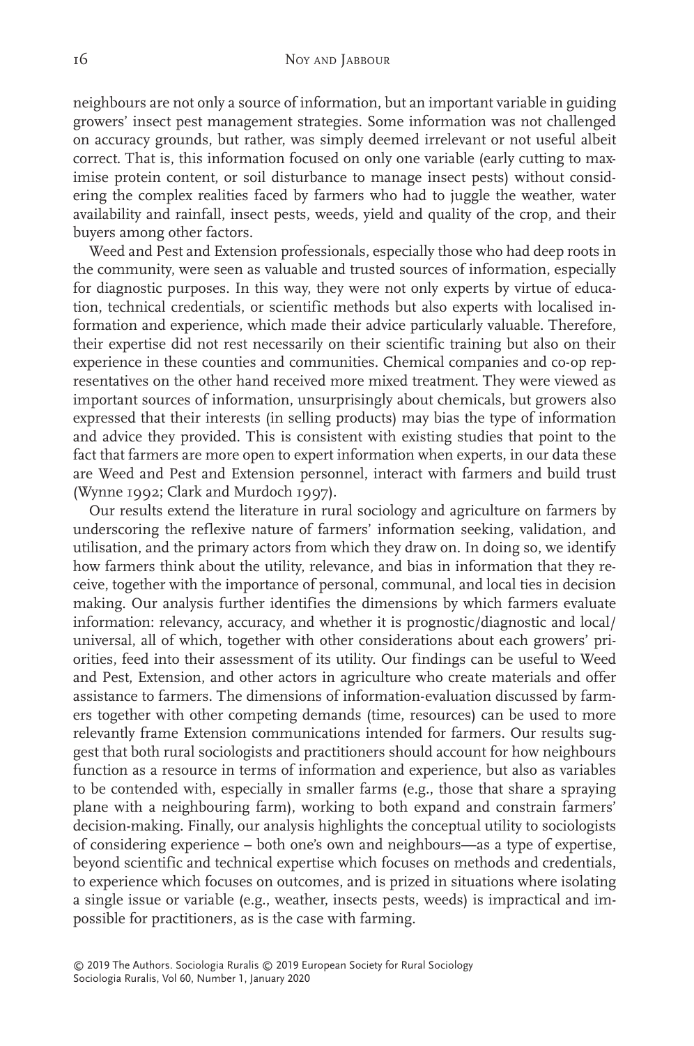neighbours are not only a source of information, but an important variable in guiding growers' insect pest management strategies. Some information was not challenged on accuracy grounds, but rather, was simply deemed irrelevant or not useful albeit correct. That is, this information focused on only one variable (early cutting to maximise protein content, or soil disturbance to manage insect pests) without considering the complex realities faced by farmers who had to juggle the weather, water availability and rainfall, insect pests, weeds, yield and quality of the crop, and their buyers among other factors.

Weed and Pest and Extension professionals, especially those who had deep roots in the community, were seen as valuable and trusted sources of information, especially for diagnostic purposes. In this way, they were not only experts by virtue of education, technical credentials, or scientific methods but also experts with localised information and experience, which made their advice particularly valuable. Therefore, their expertise did not rest necessarily on their scientific training but also on their experience in these counties and communities. Chemical companies and co-op representatives on the other hand received more mixed treatment. They were viewed as important sources of information, unsurprisingly about chemicals, but growers also expressed that their interests (in selling products) may bias the type of information and advice they provided. This is consistent with existing studies that point to the fact that farmers are more open to expert information when experts, in our data these are Weed and Pest and Extension personnel, interact with farmers and build trust (Wynne 1992; Clark and Murdoch 1997).

Our results extend the literature in rural sociology and agriculture on farmers by underscoring the reflexive nature of farmers' information seeking, validation, and utilisation, and the primary actors from which they draw on. In doing so, we identify how farmers think about the utility, relevance, and bias in information that they receive, together with the importance of personal, communal, and local ties in decision making. Our analysis further identifies the dimensions by which farmers evaluate information: relevancy, accuracy, and whether it is prognostic/diagnostic and local/universal, all of which, together with other considerations about each growers' priorities, feed into their assessment of its utility. Our findings can be useful to Weed and Pest, Extension, and other actors in agriculture who create materials and offer assistance to farmers. The dimensions of information-evaluation discussed by farmers together with other competing demands (time, resources) can be used to more relevantly frame Extension communications intended for farmers. Our results suggest that both rural sociologists and practitioners should account for how neighbours function as a resource in terms of information and experience, but also as variables to be contended with, especially in smaller farms (e.g., those that share a spraying plane with a neighbouring farm), working to both expand and constrain farmers' decision-making. Finally, our analysis highlights the conceptual utility to sociologists of considering experience – both one's own and neighbours—as a type of expertise, beyond scientific and technical expertise which focuses on methods and credentials, to experience which focuses on outcomes, and is prized in situations where isolating a single issue or variable (e.g., weather, insects pests, weeds) is impractical and impossible for practitioners, as is the case with farming.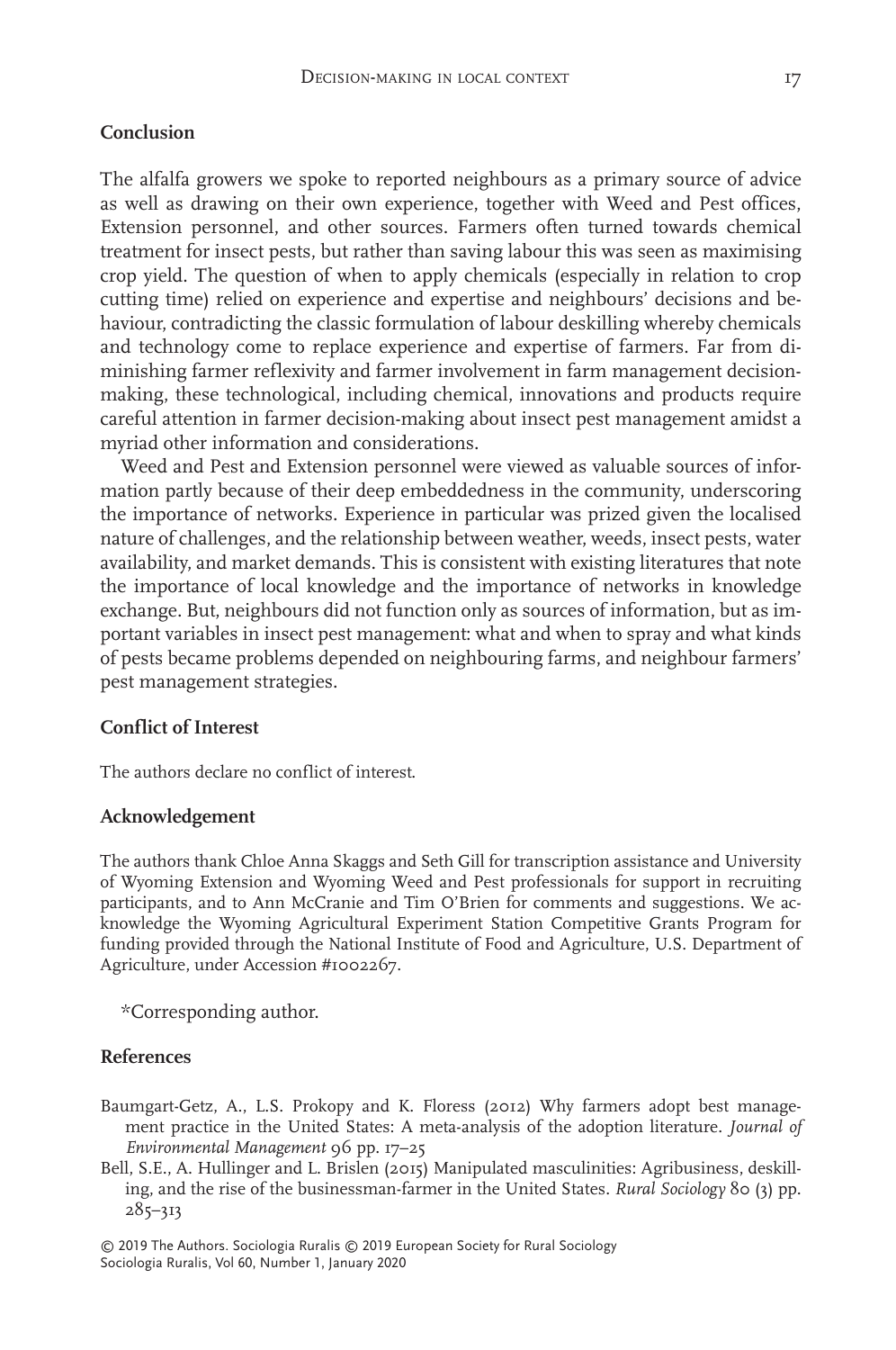## Conclusion

The alfalfa growers we spoke to reported neighbours as a primary source of advice as well as drawing on their own experience, together with Weed and Pest offices, Extension personnel, and other sources. Farmers often turned towards chemical treatment for insect pests, but rather than saving labour this was seen as maximising crop yield. The question of when to apply chemicals (especially in relation to crop cutting time) relied on experience and expertise and neighbours' decisions and behaviour, contradicting the classic formulation of labour deskilling whereby chemicals and technology come to replace experience and expertise of farmers. Far from diminishing farmer reflexivity and farmer involvement in farm management decision-making, these technological, including chemical, innovations and products require careful attention in farmer decision-making about insect pest management amidst a myriad other information and considerations.

Weed and Pest and Extension personnel were viewed as valuable sources of information partly because of their deep embeddedness in the community, underscoring the importance of networks. Experience in particular was prized given the localised nature of challenges, and the relationship between weather, weeds, insect pests, water availability, and market demands. This is consistent with existing literatures that note the importance of local knowledge and the importance of networks in knowledge exchange. But, neighbours did not function only as sources of information, but as important variables in insect pest management: what and when to spray and what kinds of pests became problems depended on neighbouring farms, and neighbour farmers' pest management strategies.

## Conflict of Interest

The authors declare no conflict of interest.

## Acknowledgement

The authors thank Chloe Anna Skaggs and Seth Gill for transcription assistance and University of Wyoming Extension and Wyoming Weed and Pest professionals for support in recruiting participants, and to Ann McCranie and Tim O'Brien for comments and suggestions. We acknowledge the Wyoming Agricultural Experiment Station Competitive Grants Program for funding provided through the National Institute of Food and Agriculture, U.S. Department of Agriculture, under Accession #1002267.

*Corresponding author.

## References

Baumgart-Getz, A., L.S. Prokopy and K. Floress (2012) Why farmers adopt best management practice in the United States: A meta-analysis of the adoption literature. *Journal of Environmental Management* 96 pp. 17–25

Bell, S.E., A. Hullinger and L. Brislen (2015) Manipulated masculinities: Agribusiness, deskilling, and the rise of the businessman-farmer in the United States. *Rural Sociology* 80 (3) pp. 285–313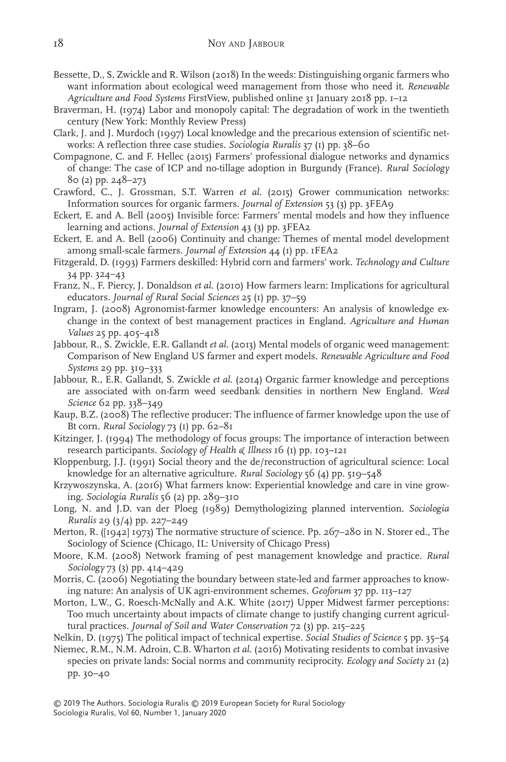Bessette, D., S. Zwickle and R. Wilson (2018) In the weeds: Distinguishing organic farmers who want information about ecological weed management from those who need it. *Renewable Agriculture and Food Systems* FirstView, published online 31 January 2018 pp. 1–12

Braverman, H. (1974) Labor and monopoly capital: The degradation of work in the twentieth century (New York: Monthly Review Press)

Clark, J. and J. Murdoch (1997) Local knowledge and the precarious extension of scientific networks: A reflection three case studies. *Sociologia Ruralis* 37 (1) pp. 38–60

Compagnone, C. and F. Hellec (2015) Farmers' professional dialogue networks and dynamics of change: The case of ICP and no-tillage adoption in Burgundy (France). *Rural Sociology* 80 (2) pp. 248–273

Crawford, C., J. Grossman, S.T. Warren *et al*. (2015) Grower communication networks: Information sources for organic farmers. *Journal of Extension* 53 (3) pp. 3FEA9

Eckert, E. and A. Bell (2005) Invisible force: Farmers' mental models and how they influence learning and actions. *Journal of Extension* 43 (3) pp. 3FEA2

Eckert, E. and A. Bell (2006) Continuity and change: Themes of mental model development among small-scale farmers. *Journal of Extension* 44 (1) pp. 1FEA2

Fitzgerald, D. (1993) Farmers deskilled: Hybrid corn and farmers' work. *Technology and Culture* 34 pp. 324–43

Franz, N., F. Piercy, J. Donaldson *et al*. (2010) How farmers learn: Implications for agricultural educators. *Journal of Rural Social Sciences* 25 (1) pp. 37–59

Ingram, J. (2008) Agronomist-farmer knowledge encounters: An analysis of knowledge exchange in the context of best management practices in England. *Agriculture and Human Values* 25 pp. 405–418

Jabbour, R., S. Zwickle, E.R. Gallandt *et al*. (2013) Mental models of organic weed management: Comparison of New England US farmer and expert models. *Renewable Agriculture and Food Systems* 29 pp. 319–333

Jabbour, R., E.R. Gallandt, S. Zwickle *et al*. (2014) Organic farmer knowledge and perceptions are associated with on-farm weed seedbank densities in northern New England. *Weed Science* 62 pp. 338–349

Kaup, B.Z. (2008) The reflective producer: The influence of farmer knowledge upon the use of Bt corn. *Rural Sociology* 73 (1) pp. 62–81

Kitzinger, J. (1994) The methodology of focus groups: The importance of interaction between research participants. *Sociology of Health & Illness* 16 (1) pp. 103–121

Kloppenburg, J.J. (1991) Social theory and the de/reconstruction of agricultural science: Local knowledge for an alternative agriculture. *Rural Sociology* 56 (4) pp. 519–548

Krzywoszynska, A. (2016) What farmers know: Experiential knowledge and care in vine growing. *Sociologia Ruralis* 56 (2) pp. 289–310

Long, N. and J.D. van der Ploeg (1989) Demythologizing planned intervention. *Sociologia Ruralis* 29 (3/4) pp. 227–249

Merton, R. ([1942] 1973) The normative structure of science. Pp. 267–280 in N. Storer ed., The Sociology of Science (Chicago, IL: University of Chicago Press)

Moore, K.M. (2008) Network framing of pest management knowledge and practice. *Rural Sociology* 73 (3) pp. 414–429

Morris, C. (2006) Negotiating the boundary between state-led and farmer approaches to knowing nature: An analysis of UK agri-environment schemes. *Geoforum* 37 pp. 113–127

Morton, L.W., G. Roesch-McNally and A.K. White (2017) Upper Midwest farmer perceptions: Too much uncertainty about impacts of climate change to justify changing current agricultural practices. *Journal of Soil and Water Conservation* 72 (3) pp. 215–225

Nelkin, D. (1975) The political impact of technical expertise. *Social Studies of Science* 5 pp. 35–54

Niemec, R.M., N.M. Adroin, C.B. Wharton *et al*. (2016) Motivating residents to combat invasive species on private lands: Social norms and community reciprocity. *Ecology and Society* 21 (2) pp. 30–40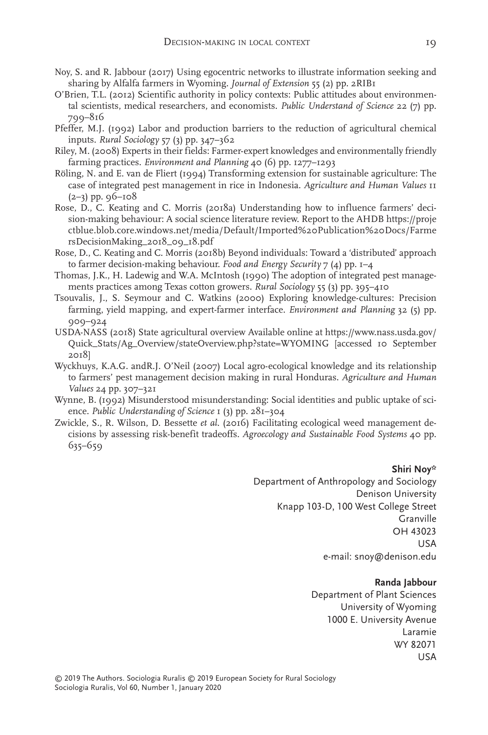Noy, S. and R. Jabbour (2017) Using egocentric networks to illustrate information seeking and sharing by Alfalfa farmers in Wyoming. *Journal of Extension* 55 (2) pp. 2RIB1

O'Brien, T.L. (2012) Scientific authority in policy contexts: Public attitudes about environmental scientists, medical researchers, and economists. *Public Understand of Science* 22 (7) pp. 799–816

Pfeffer, M.J. (1992) Labor and production barriers to the reduction of agricultural chemical inputs. *Rural Sociology* 57 (3) pp. 347–362

Riley, M. (2008) Experts in their fields: Farmer-expert knowledges and environmentally friendly farming practices. *Environment and Planning* 40 (6) pp. 1277–1293

Röling, N. and E. van de Fliert (1994) Transforming extension for sustainable agriculture: The case of integrated pest management in rice in Indonesia. *Agriculture and Human Values* 11 (2–3) pp. 96–108

Rose, D., C. Keating and C. Morris (2018a) Understanding how to influence farmers' decision-making behaviour: A social science literature review. Report to the AHDB https://projectblue.blob.core.windows.net/media/Default/Imported%20Publication%20Docs/FarmersDecisionMaking_2018_09_18.pdf

Rose, D., C. Keating and C. Morris (2018b) Beyond individuals: Toward a 'distributed' approach to farmer decision-making behaviour. *Food and Energy Security* 7 (4) pp. 1–4

Thomas, J.K., H. Ladewig and W.A. McIntosh (1990) The adoption of integrated pest managements practices among Texas cotton growers. *Rural Sociology* 55 (3) pp. 395–410

Tsouvalis, J., S. Seymour and C. Watkins (2000) Exploring knowledge-cultures: Precision farming, yield mapping, and expert-farmer interface. *Environment and Planning* 32 (5) pp. 909–924

USDA-NASS (2018) State agricultural overview Available online at https://www.nass.usda.gov/Quick_Stats/Ag_Overview/stateOverview.php?state=WYOMING [accessed 10 September 2018]

Wyckhuys, K.A.G. andR.J. O'Neil (2007) Local agro-ecological knowledge and its relationship to farmers' pest management decision making in rural Honduras. *Agriculture and Human Values* 24 pp. 307–321

Wynne, B. (1992) Misunderstood misunderstanding: Social identities and public uptake of science. *Public Understanding of Science* 1 (3) pp. 281–304

Zwickle, S., R. Wilson, D. Bessette *et al*. (2016) Facilitating ecological weed management decisions by assessing risk-benefit tradeoffs. *Agroecology and Sustainable Food Systems* 40 pp. 635–659

**Shiri Noy***
Department of Anthropology and Sociology
Denison University
Knapp 103-D, 100 West College Street
Granville
OH 43023
USA
e-mail: snoy@denison.edu

**Randa Jabbour**
Department of Plant Sciences
University of Wyoming
1000 E. University Avenue
Laramie
WY 82071
USA